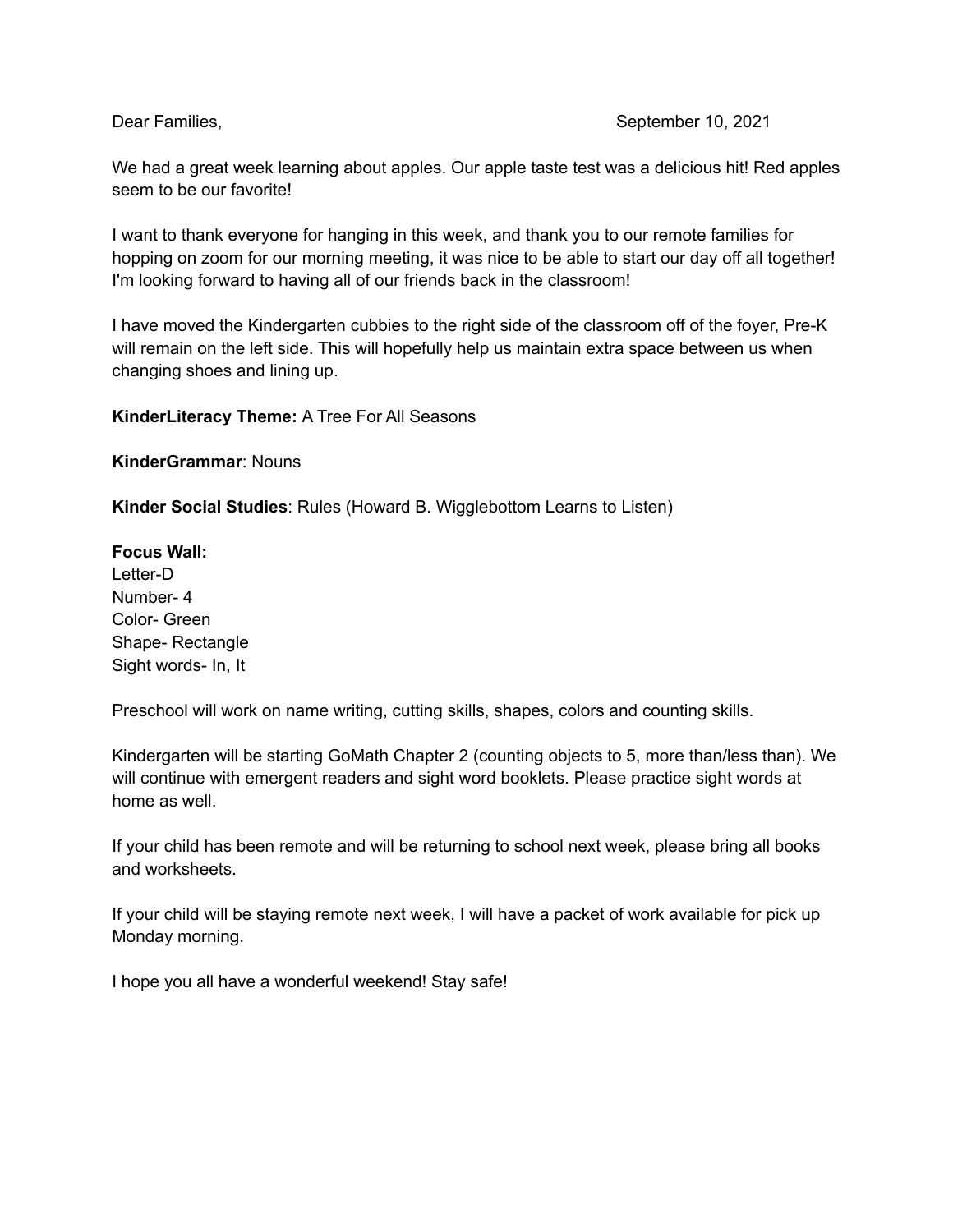Dear Families, September 10, 2021

We had a great week learning about apples. Our apple taste test was a delicious hit! Red apples seem to be our favorite!

I want to thank everyone for hanging in this week, and thank you to our remote families for hopping on zoom for our morning meeting, it was nice to be able to start our day off all together! I'm looking forward to having all of our friends back in the classroom!

I have moved the Kindergarten cubbies to the right side of the classroom off of the foyer, Pre-K will remain on the left side. This will hopefully help us maintain extra space between us when changing shoes and lining up.

**KinderLiteracy Theme:** A Tree For All Seasons

**KinderGrammar**: Nouns

**Kinder Social Studies**: Rules (Howard B. Wigglebottom Learns to Listen)

**Focus Wall:**
Letter-D
Number- 4
Color- Green
Shape- Rectangle
Sight words- In, It

Preschool will work on name writing, cutting skills, shapes, colors and counting skills.

Kindergarten will be starting GoMath Chapter 2 (counting objects to 5, more than/less than). We will continue with emergent readers and sight word booklets. Please practice sight words at home as well.

If your child has been remote and will be returning to school next week, please bring all books and worksheets.

If your child will be staying remote next week, I will have a packet of work available for pick up Monday morning.

I hope you all have a wonderful weekend! Stay safe!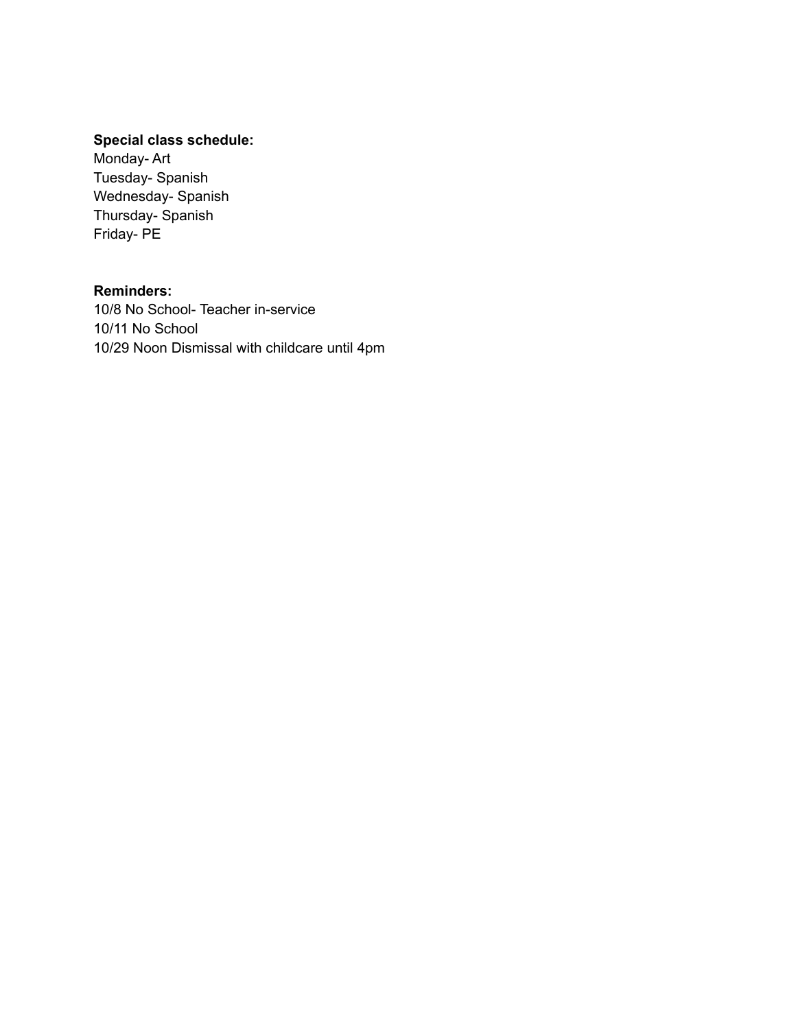**Special class schedule:**
Monday- Art
Tuesday- Spanish
Wednesday- Spanish
Thursday- Spanish
Friday- PE

**Reminders:**
10/8 No School- Teacher in-service
10/11 No School
10/29 Noon Dismissal with childcare until 4pm